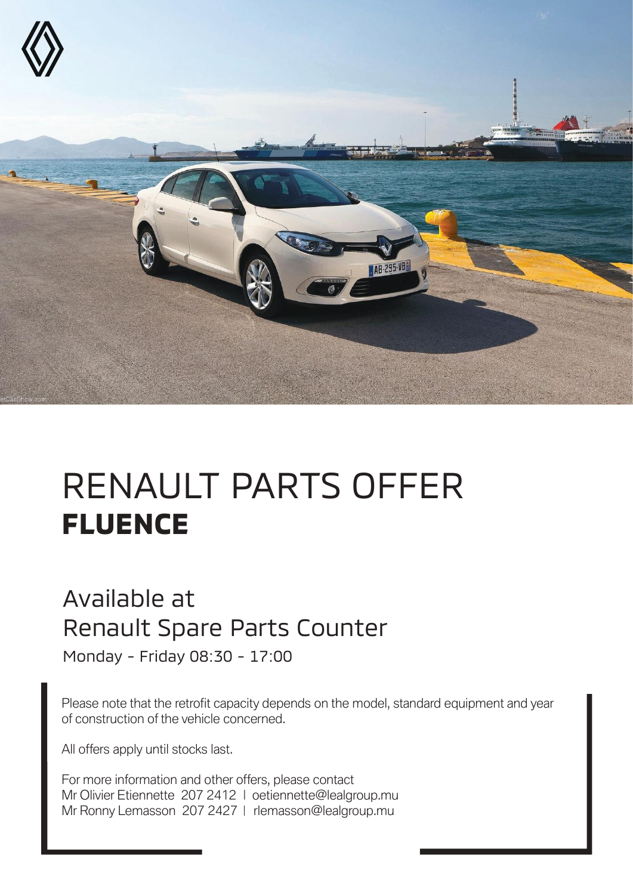# RENAULT PARTS OFFER
## **FLUENCE**

Available at
Renault Spare Parts Counter

Monday - Friday 08:30 - 17:00

Please note that the retrofit capacity depends on the model, standard equipment and year of construction of the vehicle concerned.

All offers apply until stocks last.

For more information and other offers, please contact
Mr Olivier Etiennette 207 2412 | oetiennette@lealgroup.mu
Mr Ronny Lemasson 207 2427 | rlemasson@lealgroup.mu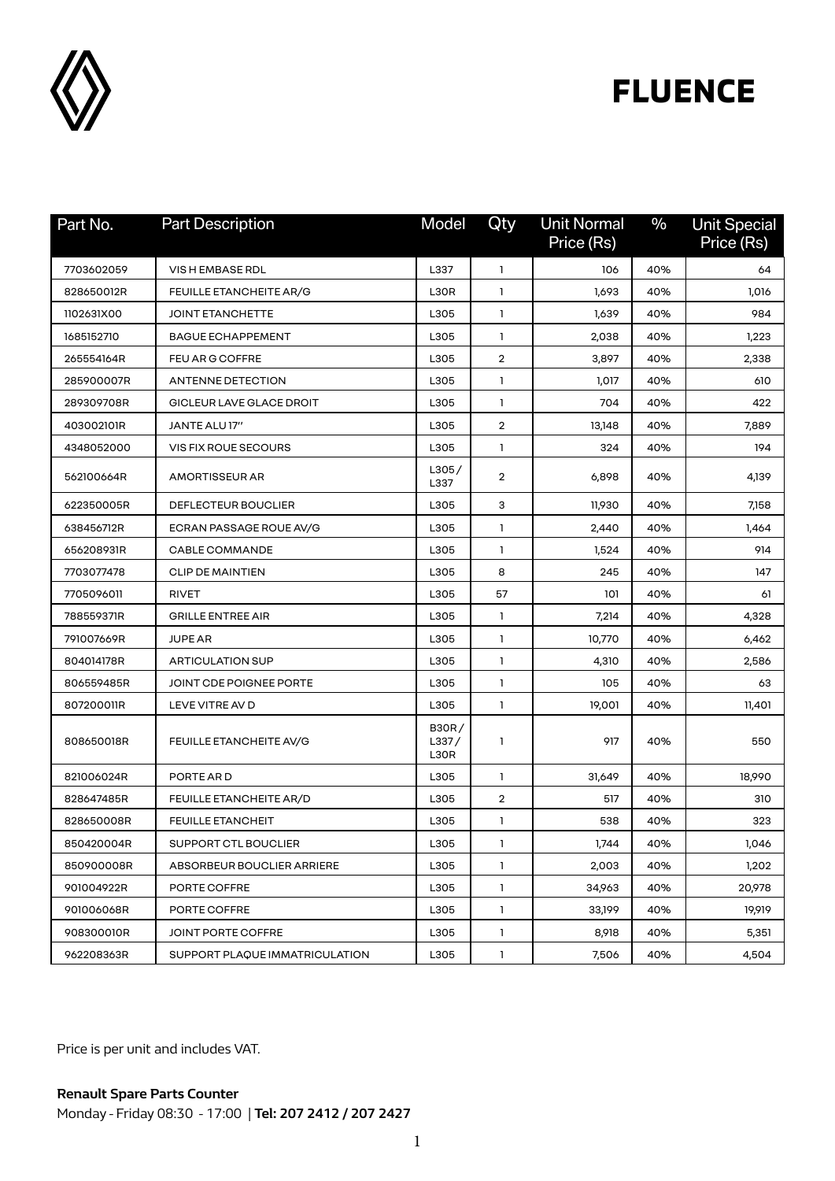# FLUENCE

| Part No. | Part Description | Model | Qty | Unit Normal Price (Rs) | % | Unit Special Price (Rs) |
|---|---|---|---|---|---|---|
| 7703602059 | VIS H EMBASE RDL | L337 | 1 | 106 | 40% | 64 |
| 828650012R | FEUILLE ETANCHEITE AR/G | L30R | 1 | 1,693 | 40% | 1,016 |
| 1102631X00 | JOINT ETANCHETTE | L305 | 1 | 1,639 | 40% | 984 |
| 1685152710 | BAGUE ECHAPPEMENT | L305 | 1 | 2,038 | 40% | 1,223 |
| 265554164R | FEU AR G COFFRE | L305 | 2 | 3,897 | 40% | 2,338 |
| 285900007R | ANTENNE DETECTION | L305 | 1 | 1,017 | 40% | 610 |
| 289309708R | GICLEUR LAVE GLACE DROIT | L305 | 1 | 704 | 40% | 422 |
| 403002101R | JANTE ALU 17'' | L305 | 2 | 13,148 | 40% | 7,889 |
| 4348052000 | VIS FIX ROUE SECOURS | L305 | 1 | 324 | 40% | 194 |
| 562100664R | AMORTISSEUR AR | L305 / L337 | 2 | 6,898 | 40% | 4,139 |
| 622350005R | DEFLECTEUR BOUCLIER | L305 | 3 | 11,930 | 40% | 7,158 |
| 638456712R | ECRAN PASSAGE ROUE AV/G | L305 | 1 | 2,440 | 40% | 1,464 |
| 656208931R | CABLE COMMANDE | L305 | 1 | 1,524 | 40% | 914 |
| 7703077478 | CLIP DE MAINTIEN | L305 | 8 | 245 | 40% | 147 |
| 7705096011 | RIVET | L305 | 57 | 101 | 40% | 61 |
| 788559371R | GRILLE ENTREE AIR | L305 | 1 | 7,214 | 40% | 4,328 |
| 791007669R | JUPE AR | L305 | 1 | 10,770 | 40% | 6,462 |
| 804014178R | ARTICULATION SUP | L305 | 1 | 4,310 | 40% | 2,586 |
| 806559485R | JOINT CDE POIGNEE PORTE | L305 | 1 | 105 | 40% | 63 |
| 807200011R | LEVE VITRE AV D | L305 | 1 | 19,001 | 40% | 11,401 |
| 808650018R | FEUILLE ETANCHEITE AV/G | B30R / L337 / L30R | 1 | 917 | 40% | 550 |
| 821006024R | PORTE AR D | L305 | 1 | 31,649 | 40% | 18,990 |
| 828647485R | FEUILLE ETANCHEITE AR/D | L305 | 2 | 517 | 40% | 310 |
| 828650008R | FEUILLE ETANCHEIT | L305 | 1 | 538 | 40% | 323 |
| 850420004R | SUPPORT CTL BOUCLIER | L305 | 1 | 1,744 | 40% | 1,046 |
| 850900008R | ABSORBEUR BOUCLIER ARRIERE | L305 | 1 | 2,003 | 40% | 1,202 |
| 901004922R | PORTE COFFRE | L305 | 1 | 34,963 | 40% | 20,978 |
| 901006068R | PORTE COFFRE | L305 | 1 | 33,199 | 40% | 19,919 |
| 908300010R | JOINT PORTE COFFRE | L305 | 1 | 8,918 | 40% | 5,351 |
| 962208363R | SUPPORT PLAQUE IMMATRICULATION | L305 | 1 | 7,506 | 40% | 4,504 |

Price is per unit and includes VAT.

**Renault Spare Parts Counter**
Monday - Friday 08:30 - 17:00 | **Tel: 207 2412 / 207 2427**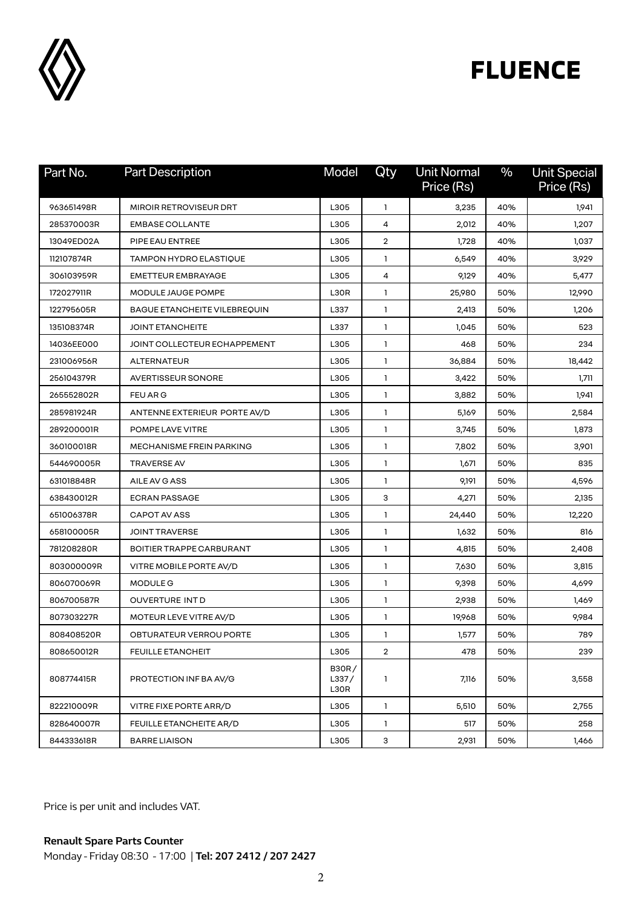# FLUENCE

| Part No. | Part Description | Model | Qty | Unit Normal Price (Rs) | % | Unit Special Price (Rs) |
|---|---|---|---|---|---|---|
| 963651498R | MIROIR RETROVISEUR DRT | L305 | 1 | 3,235 | 40% | 1,941 |
| 285370003R | EMBASE COLLANTE | L305 | 4 | 2,012 | 40% | 1,207 |
| 13049ED02A | PIPE EAU ENTREE | L305 | 2 | 1,728 | 40% | 1,037 |
| 112107874R | TAMPON HYDRO ELASTIQUE | L305 | 1 | 6,549 | 40% | 3,929 |
| 306103959R | EMETTEUR EMBRAYAGE | L305 | 4 | 9,129 | 40% | 5,477 |
| 172027911R | MODULE JAUGE POMPE | L30R | 1 | 25,980 | 50% | 12,990 |
| 122795605R | BAGUE ETANCHEITE VILEBREQUIN | L337 | 1 | 2,413 | 50% | 1,206 |
| 135108374R | JOINT ETANCHEITE | L337 | 1 | 1,045 | 50% | 523 |
| 14036EE000 | JOINT COLLECTEUR ECHAPPEMENT | L305 | 1 | 468 | 50% | 234 |
| 231006956R | ALTERNATEUR | L305 | 1 | 36,884 | 50% | 18,442 |
| 256104379R | AVERTISSEUR SONORE | L305 | 1 | 3,422 | 50% | 1,711 |
| 265552802R | FEU AR G | L305 | 1 | 3,882 | 50% | 1,941 |
| 285981924R | ANTENNE EXTERIEUR PORTE AV/D | L305 | 1 | 5,169 | 50% | 2,584 |
| 289200001R | POMPE LAVE VITRE | L305 | 1 | 3,745 | 50% | 1,873 |
| 360100018R | MECHANISME FREIN PARKING | L305 | 1 | 7,802 | 50% | 3,901 |
| 544690005R | TRAVERSE AV | L305 | 1 | 1,671 | 50% | 835 |
| 631018848R | AILE AV G ASS | L305 | 1 | 9,191 | 50% | 4,596 |
| 638430012R | ECRAN PASSAGE | L305 | 3 | 4,271 | 50% | 2,135 |
| 651006378R | CAPOT AV ASS | L305 | 1 | 24,440 | 50% | 12,220 |
| 658100005R | JOINT TRAVERSE | L305 | 1 | 1,632 | 50% | 816 |
| 781208280R | BOITIER TRAPPE CARBURANT | L305 | 1 | 4,815 | 50% | 2,408 |
| 803000009R | VITRE MOBILE PORTE AV/D | L305 | 1 | 7,630 | 50% | 3,815 |
| 806070069R | MODULE G | L305 | 1 | 9,398 | 50% | 4,699 |
| 806700587R | OUVERTURE INT D | L305 | 1 | 2,938 | 50% | 1,469 |
| 807303227R | MOTEUR LEVE VITRE AV/D | L305 | 1 | 19,968 | 50% | 9,984 |
| 808408520R | OBTURATEUR VERROU PORTE | L305 | 1 | 1,577 | 50% | 789 |
| 808650012R | FEUILLE ETANCHEIT | L305 | 2 | 478 | 50% | 239 |
| 808774415R | PROTECTION INF BA AV/G | B30R / L337 / L30R | 1 | 7,116 | 50% | 3,558 |
| 822210009R | VITRE FIXE PORTE ARR/D | L305 | 1 | 5,510 | 50% | 2,755 |
| 828640007R | FEUILLE ETANCHEITE AR/D | L305 | 1 | 517 | 50% | 258 |
| 844333618R | BARRE LIAISON | L305 | 3 | 2,931 | 50% | 1,466 |

Price is per unit and includes VAT.

**Renault Spare Parts Counter**
Monday - Friday 08:30 - 17:00 | **Tel: 207 2412 / 207 2427**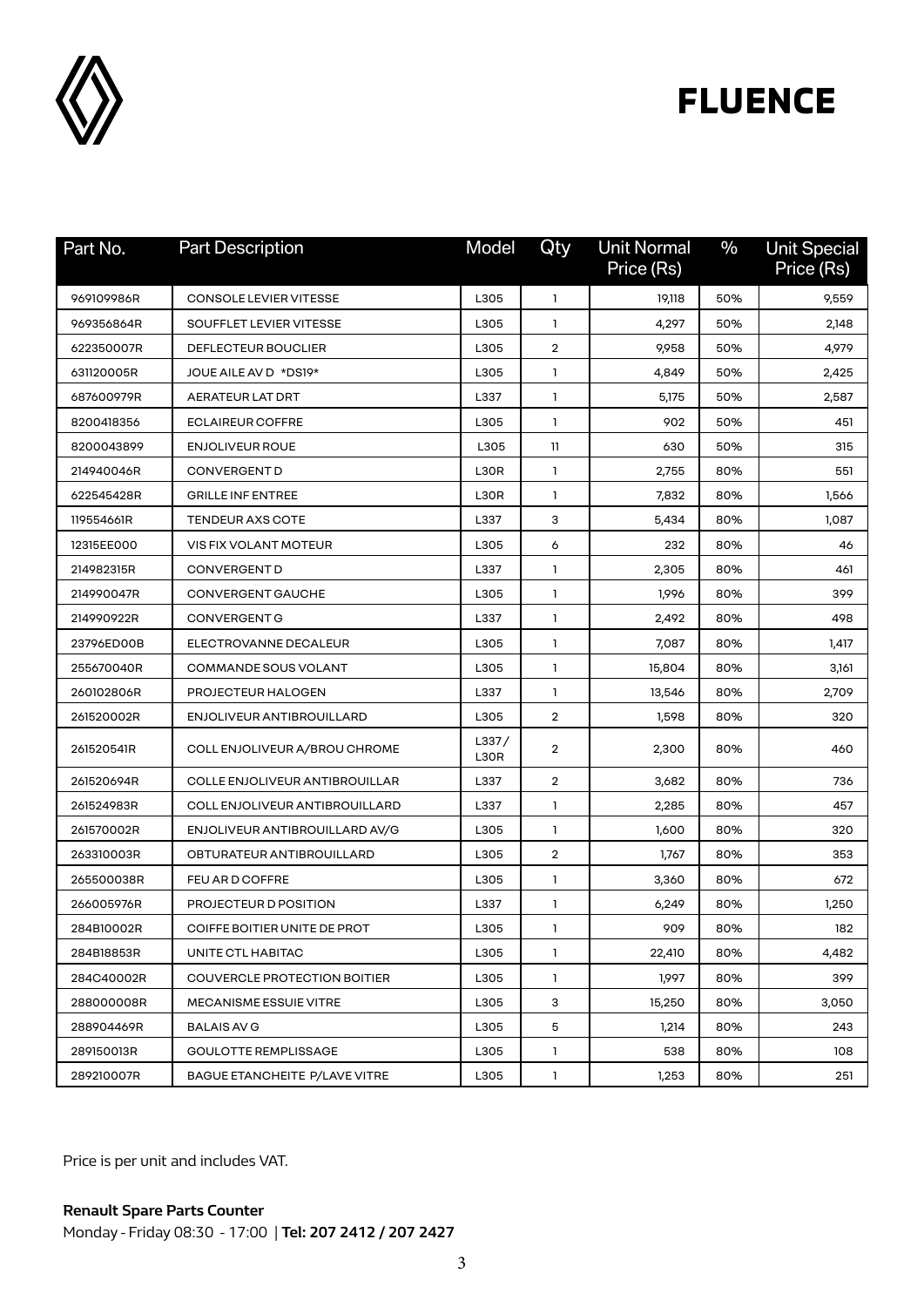# FLUENCE

| Part No. | Part Description | Model | Qty | Unit Normal Price (Rs) | % | Unit Special Price (Rs) |
|---|---|---|---|---|---|---|
| 969109986R | CONSOLE LEVIER VITESSE | L305 | 1 | 19,118 | 50% | 9,559 |
| 969356864R | SOUFFLET LEVIER VITESSE | L305 | 1 | 4,297 | 50% | 2,148 |
| 622350007R | DEFLECTEUR BOUCLIER | L305 | 2 | 9,958 | 50% | 4,979 |
| 631120005R | JOUE AILE AV D *DS19* | L305 | 1 | 4,849 | 50% | 2,425 |
| 687600979R | AERATEUR LAT DRT | L337 | 1 | 5,175 | 50% | 2,587 |
| 8200418356 | ECLAIREUR COFFRE | L305 | 1 | 902 | 50% | 451 |
| 8200043899 | ENJOLIVEUR ROUE | L305 | 11 | 630 | 50% | 315 |
| 214940046R | CONVERGENT D | L30R | 1 | 2,755 | 80% | 551 |
| 622545428R | GRILLE INF ENTREE | L30R | 1 | 7,832 | 80% | 1,566 |
| 119554661R | TENDEUR AXS COTE | L337 | 3 | 5,434 | 80% | 1,087 |
| 12315EE000 | VIS FIX VOLANT MOTEUR | L305 | 6 | 232 | 80% | 46 |
| 214982315R | CONVERGENT D | L337 | 1 | 2,305 | 80% | 461 |
| 214990047R | CONVERGENT GAUCHE | L305 | 1 | 1,996 | 80% | 399 |
| 214990922R | CONVERGENT G | L337 | 1 | 2,492 | 80% | 498 |
| 23796ED00B | ELECTROVANNE DECALEUR | L305 | 1 | 7,087 | 80% | 1,417 |
| 255670040R | COMMANDE SOUS VOLANT | L305 | 1 | 15,804 | 80% | 3,161 |
| 260102806R | PROJECTEUR HALOGEN | L337 | 1 | 13,546 | 80% | 2,709 |
| 261520002R | ENJOLIVEUR ANTIBROUILLARD | L305 | 2 | 1,598 | 80% | 320 |
| 261520541R | COLL ENJOLIVEUR A/BROU CHROME | L337 / L30R | 2 | 2,300 | 80% | 460 |
| 261520694R | COLLE ENJOLIVEUR ANTIBROUILLAR | L337 | 2 | 3,682 | 80% | 736 |
| 261524983R | COLL ENJOLIVEUR ANTIBROUILLARD | L337 | 1 | 2,285 | 80% | 457 |
| 261570002R | ENJOLIVEUR ANTIBROUILLARD AV/G | L305 | 1 | 1,600 | 80% | 320 |
| 263310003R | OBTURATEUR ANTIBROUILLARD | L305 | 2 | 1,767 | 80% | 353 |
| 265500038R | FEU AR D COFFRE | L305 | 1 | 3,360 | 80% | 672 |
| 266005976R | PROJECTEUR D POSITION | L337 | 1 | 6,249 | 80% | 1,250 |
| 284B10002R | COIFFE BOITIER UNITE DE PROT | L305 | 1 | 909 | 80% | 182 |
| 284B18853R | UNITE CTL HABITAC | L305 | 1 | 22,410 | 80% | 4,482 |
| 284C40002R | COUVERCLE PROTECTION BOITIER | L305 | 1 | 1,997 | 80% | 399 |
| 288000008R | MECANISME ESSUIE VITRE | L305 | 3 | 15,250 | 80% | 3,050 |
| 288904469R | BALAIS AV G | L305 | 5 | 1,214 | 80% | 243 |
| 289150013R | GOULOTTE REMPLISSAGE | L305 | 1 | 538 | 80% | 108 |
| 289210007R | BAGUE ETANCHEITE P/LAVE VITRE | L305 | 1 | 1,253 | 80% | 251 |

Price is per unit and includes VAT.

**Renault Spare Parts Counter**
Monday - Friday 08:30 - 17:00 | **Tel: 207 2412 / 207 2427**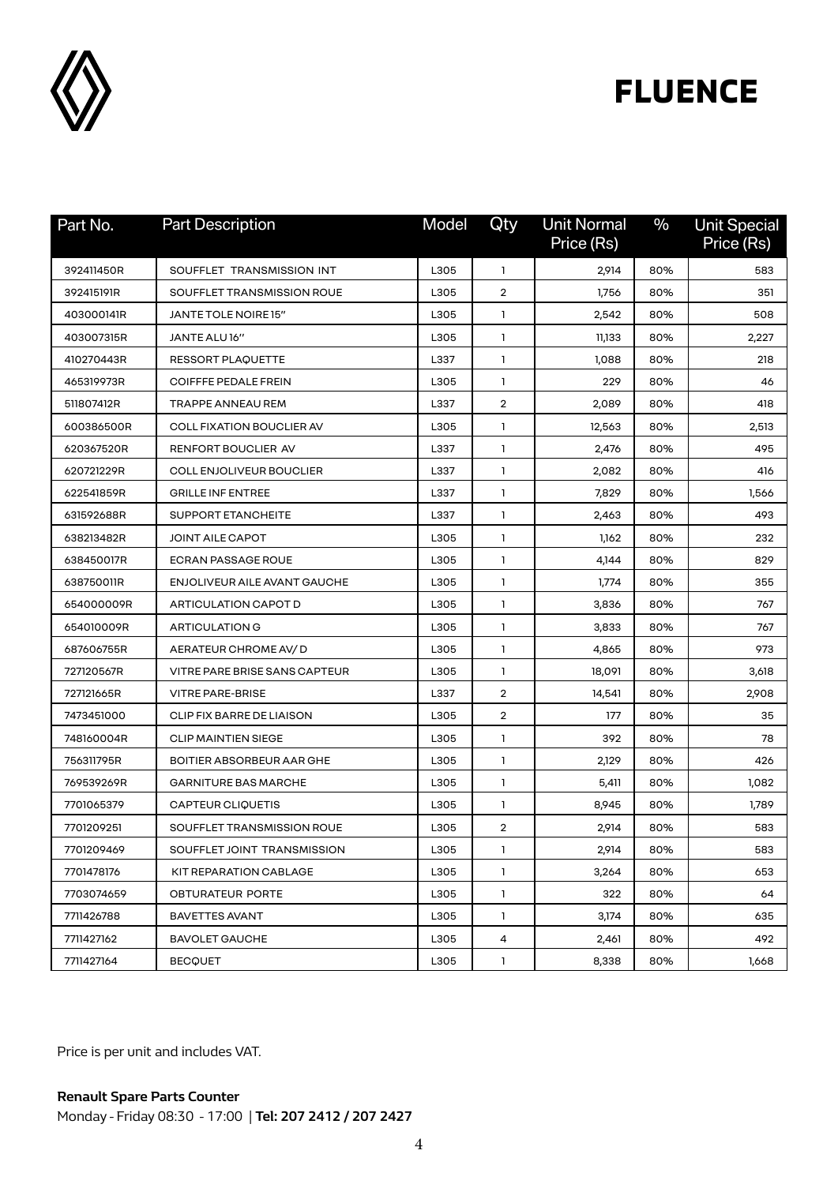# FLUENCE

| Part No. | Part Description | Model | Qty | Unit Normal Price (Rs) | % | Unit Special Price (Rs) |
|---|---|---|---|---|---|---|
| 392411450R | SOUFFLET TRANSMISSION INT | L305 | 1 | 2,914 | 80% | 583 |
| 392415191R | SOUFFLET TRANSMISSION ROUE | L305 | 2 | 1,756 | 80% | 351 |
| 403000141R | JANTE TOLE NOIRE 15" | L305 | 1 | 2,542 | 80% | 508 |
| 403007315R | JANTE ALU 16" | L305 | 1 | 11,133 | 80% | 2,227 |
| 410270443R | RESSORT PLAQUETTE | L337 | 1 | 1,088 | 80% | 218 |
| 465319973R | COIFFFE PEDALE FREIN | L305 | 1 | 229 | 80% | 46 |
| 511807412R | TRAPPE ANNEAU REM | L337 | 2 | 2,089 | 80% | 418 |
| 600386500R | COLL FIXATION BOUCLIER AV | L305 | 1 | 12,563 | 80% | 2,513 |
| 620367520R | RENFORT BOUCLIER AV | L337 | 1 | 2,476 | 80% | 495 |
| 620721229R | COLL ENJOLIVEUR BOUCLIER | L337 | 1 | 2,082 | 80% | 416 |
| 622541859R | GRILLE INF ENTREE | L337 | 1 | 7,829 | 80% | 1,566 |
| 631592688R | SUPPORT ETANCHEITE | L337 | 1 | 2,463 | 80% | 493 |
| 638213482R | JOINT AILE CAPOT | L305 | 1 | 1,162 | 80% | 232 |
| 638450017R | ECRAN PASSAGE ROUE | L305 | 1 | 4,144 | 80% | 829 |
| 638750011R | ENJOLIVEUR AILE AVANT GAUCHE | L305 | 1 | 1,774 | 80% | 355 |
| 654000009R | ARTICULATION CAPOT D | L305 | 1 | 3,836 | 80% | 767 |
| 654010009R | ARTICULATION G | L305 | 1 | 3,833 | 80% | 767 |
| 687606755R | AERATEUR CHROME AV/ D | L305 | 1 | 4,865 | 80% | 973 |
| 727120567R | VITRE PARE BRISE SANS CAPTEUR | L305 | 1 | 18,091 | 80% | 3,618 |
| 727121665R | VITRE PARE-BRISE | L337 | 2 | 14,541 | 80% | 2,908 |
| 7473451000 | CLIP FIX BARRE DE LIAISON | L305 | 2 | 177 | 80% | 35 |
| 748160004R | CLIP MAINTIEN SIEGE | L305 | 1 | 392 | 80% | 78 |
| 756311795R | BOITIER ABSORBEUR AAR GHE | L305 | 1 | 2,129 | 80% | 426 |
| 769539269R | GARNITURE BAS MARCHE | L305 | 1 | 5,411 | 80% | 1,082 |
| 7701065379 | CAPTEUR CLIQUETIS | L305 | 1 | 8,945 | 80% | 1,789 |
| 7701209251 | SOUFFLET TRANSMISSION ROUE | L305 | 2 | 2,914 | 80% | 583 |
| 7701209469 | SOUFFLET JOINT TRANSMISSION | L305 | 1 | 2,914 | 80% | 583 |
| 7701478176 | KIT REPARATION CABLAGE | L305 | 1 | 3,264 | 80% | 653 |
| 7703074659 | OBTURATEUR PORTE | L305 | 1 | 322 | 80% | 64 |
| 7711426788 | BAVETTES AVANT | L305 | 1 | 3,174 | 80% | 635 |
| 7711427162 | BAVOLET GAUCHE | L305 | 4 | 2,461 | 80% | 492 |
| 7711427164 | BECQUET | L305 | 1 | 8,338 | 80% | 1,668 |

Price is per unit and includes VAT.

**Renault Spare Parts Counter**
Monday - Friday 08:30 - 17:00 | **Tel: 207 2412 / 207 2427**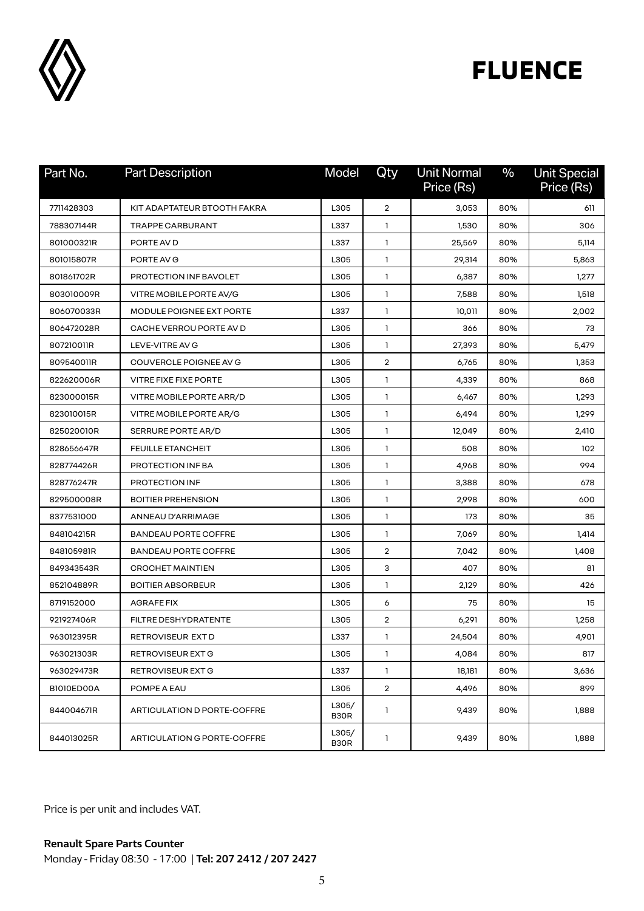# FLUENCE

| Part No. | Part Description | Model | Qty | Unit Normal Price (Rs) | % | Unit Special Price (Rs) |
|---|---|---|---|---|---|---|
| 7711428303 | KIT ADAPTATEUR BTOOTH FAKRA | L305 | 2 | 3,053 | 80% | 611 |
| 788307144R | TRAPPE CARBURANT | L337 | 1 | 1,530 | 80% | 306 |
| 801000321R | PORTE AV D | L337 | 1 | 25,569 | 80% | 5,114 |
| 801015807R | PORTE AV G | L305 | 1 | 29,314 | 80% | 5,863 |
| 801861702R | PROTECTION INF BAVOLET | L305 | 1 | 6,387 | 80% | 1,277 |
| 803010009R | VITRE MOBILE PORTE AV/G | L305 | 1 | 7,588 | 80% | 1,518 |
| 806070033R | MODULE POIGNEE EXT PORTE | L337 | 1 | 10,011 | 80% | 2,002 |
| 806472028R | CACHE VERROU PORTE AV D | L305 | 1 | 366 | 80% | 73 |
| 807210011R | LEVE-VITRE AV G | L305 | 1 | 27,393 | 80% | 5,479 |
| 809540011R | COUVERCLE POIGNEE AV G | L305 | 2 | 6,765 | 80% | 1,353 |
| 822620006R | VITRE FIXE FIXE PORTE | L305 | 1 | 4,339 | 80% | 868 |
| 823000015R | VITRE MOBILE PORTE ARR/D | L305 | 1 | 6,467 | 80% | 1,293 |
| 823010015R | VITRE MOBILE PORTE AR/G | L305 | 1 | 6,494 | 80% | 1,299 |
| 825020010R | SERRURE PORTE AR/D | L305 | 1 | 12,049 | 80% | 2,410 |
| 828656647R | FEUILLE ETANCHEIT | L305 | 1 | 508 | 80% | 102 |
| 828774426R | PROTECTION INF BA | L305 | 1 | 4,968 | 80% | 994 |
| 828776247R | PROTECTION INF | L305 | 1 | 3,388 | 80% | 678 |
| 829500008R | BOITIER PREHENSION | L305 | 1 | 2,998 | 80% | 600 |
| 8377531000 | ANNEAU D'ARRIMAGE | L305 | 1 | 173 | 80% | 35 |
| 848104215R | BANDEAU PORTE COFFRE | L305 | 1 | 7,069 | 80% | 1,414 |
| 848105981R | BANDEAU PORTE COFFRE | L305 | 2 | 7,042 | 80% | 1,408 |
| 849343543R | CROCHET MAINTIEN | L305 | 3 | 407 | 80% | 81 |
| 852104889R | BOITIER ABSORBEUR | L305 | 1 | 2,129 | 80% | 426 |
| 8719152000 | AGRAFE FIX | L305 | 6 | 75 | 80% | 15 |
| 921927406R | FILTRE DESHYDRATENTE | L305 | 2 | 6,291 | 80% | 1,258 |
| 963012395R | RETROVISEUR EXT D | L337 | 1 | 24,504 | 80% | 4,901 |
| 963021303R | RETROVISEUR EXT G | L305 | 1 | 4,084 | 80% | 817 |
| 963029473R | RETROVISEUR EXT G | L337 | 1 | 18,181 | 80% | 3,636 |
| B1010ED00A | POMPE A EAU | L305 | 2 | 4,496 | 80% | 899 |
| 844004671R | ARTICULATION D PORTE-COFFRE | L305/ B30R | 1 | 9,439 | 80% | 1,888 |
| 844013025R | ARTICULATION G PORTE-COFFRE | L305/ B30R | 1 | 9,439 | 80% | 1,888 |

Price is per unit and includes VAT.

**Renault Spare Parts Counter**
Monday - Friday 08:30 - 17:00 | **Tel: 207 2412 / 207 2427**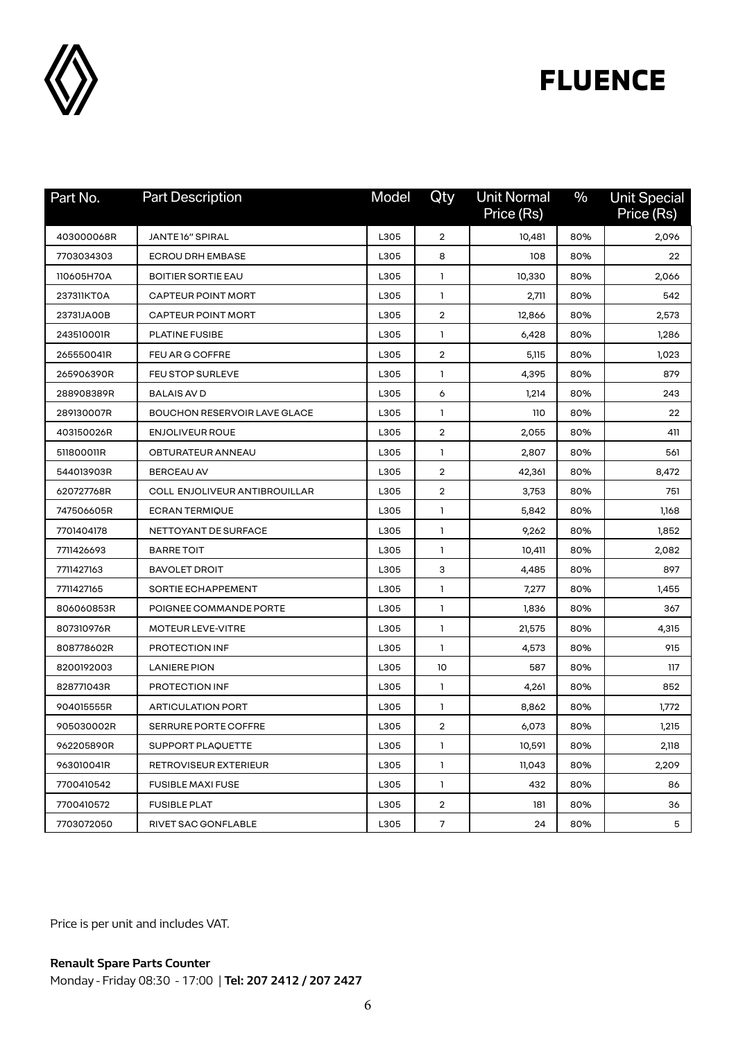# FLUENCE

| Part No. | Part Description | Model | Qty | Unit Normal Price (Rs) | % | Unit Special Price (Rs) |
|---|---|---|---|---|---|---|
| 403000068R | JANTE 16" SPIRAL | L305 | 2 | 10,481 | 80% | 2,096 |
| 7703034303 | ECROU DRH EMBASE | L305 | 8 | 108 | 80% | 22 |
| 110605H70A | BOITIER SORTIE EAU | L305 | 1 | 10,330 | 80% | 2,066 |
| 237311KT0A | CAPTEUR POINT MORT | L305 | 1 | 2,711 | 80% | 542 |
| 23731JA00B | CAPTEUR POINT MORT | L305 | 2 | 12,866 | 80% | 2,573 |
| 243510001R | PLATINE FUSIBE | L305 | 1 | 6,428 | 80% | 1,286 |
| 265550041R | FEU AR G COFFRE | L305 | 2 | 5,115 | 80% | 1,023 |
| 265906390R | FEU STOP SURLEVE | L305 | 1 | 4,395 | 80% | 879 |
| 288908389R | BALAIS AV D | L305 | 6 | 1,214 | 80% | 243 |
| 289130007R | BOUCHON RESERVOIR LAVE GLACE | L305 | 1 | 110 | 80% | 22 |
| 403150026R | ENJOLIVEUR ROUE | L305 | 2 | 2,055 | 80% | 411 |
| 511800011R | OBTURATEUR ANNEAU | L305 | 1 | 2,807 | 80% | 561 |
| 544013903R | BERCEAU AV | L305 | 2 | 42,361 | 80% | 8,472 |
| 620727768R | COLL ENJOLIVEUR ANTIBROUILLAR | L305 | 2 | 3,753 | 80% | 751 |
| 747506605R | ECRAN TERMIQUE | L305 | 1 | 5,842 | 80% | 1,168 |
| 7701404178 | NETTOYANT DE SURFACE | L305 | 1 | 9,262 | 80% | 1,852 |
| 7711426693 | BARRE TOIT | L305 | 1 | 10,411 | 80% | 2,082 |
| 7711427163 | BAVOLET DROIT | L305 | 3 | 4,485 | 80% | 897 |
| 7711427165 | SORTIE ECHAPPEMENT | L305 | 1 | 7,277 | 80% | 1,455 |
| 806060853R | POIGNEE COMMANDE PORTE | L305 | 1 | 1,836 | 80% | 367 |
| 807310976R | MOTEUR LEVE-VITRE | L305 | 1 | 21,575 | 80% | 4,315 |
| 808778602R | PROTECTION INF | L305 | 1 | 4,573 | 80% | 915 |
| 8200192003 | LANIERE PION | L305 | 10 | 587 | 80% | 117 |
| 828771043R | PROTECTION INF | L305 | 1 | 4,261 | 80% | 852 |
| 904015555R | ARTICULATION PORT | L305 | 1 | 8,862 | 80% | 1,772 |
| 905030002R | SERRURE PORTE COFFRE | L305 | 2 | 6,073 | 80% | 1,215 |
| 962205890R | SUPPORT PLAQUETTE | L305 | 1 | 10,591 | 80% | 2,118 |
| 963010041R | RETROVISEUR EXTERIEUR | L305 | 1 | 11,043 | 80% | 2,209 |
| 7700410542 | FUSIBLE MAXI FUSE | L305 | 1 | 432 | 80% | 86 |
| 7700410572 | FUSIBLE PLAT | L305 | 2 | 181 | 80% | 36 |
| 7703072050 | RIVET SAC GONFLABLE | L305 | 7 | 24 | 80% | 5 |

Price is per unit and includes VAT.

**Renault Spare Parts Counter**
Monday - Friday 08:30 - 17:00 | **Tel: 207 2412 / 207 2427**